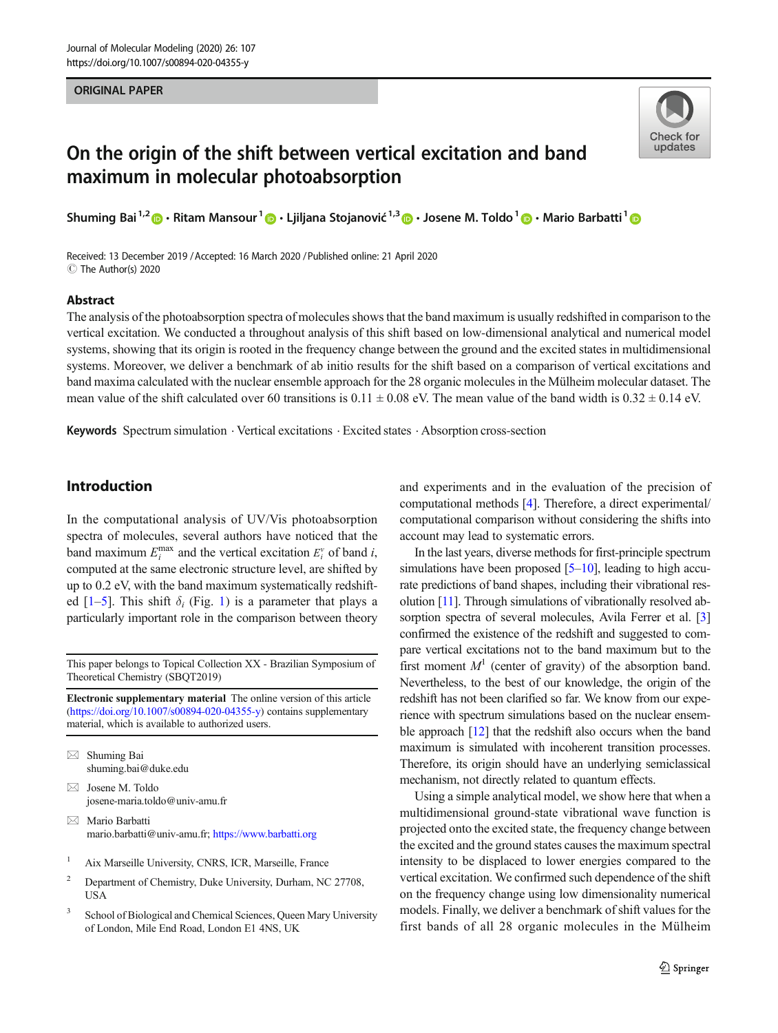ORIGINAL PAPER

# On the origin of the shift between vertical excitation and band maximum in molecular photoabsorption

Shuming Bai [1,2] · Ritam Mansour [1] · Ljiljana Stojanović [1,3] · Josene M. Toldo [1] · Mario Barbatti [1]

Received: 13 December 2019 / Accepted: 16 March 2020 / Published online: 21 April 2020
© The Author(s) 2020

## Abstract

The analysis of the photoabsorption spectra of molecules shows that the band maximum is usually redshifted in comparison to the vertical excitation. We conducted a throughout analysis of this shift based on low-dimensional analytical and numerical model systems, showing that its origin is rooted in the frequency change between the ground and the excited states in multidimensional systems. Moreover, we deliver a benchmark of ab initio results for the shift based on a comparison of vertical excitations and band maxima calculated with the nuclear ensemble approach for the 28 organic molecules in the Mülheim molecular dataset. The mean value of the shift calculated over 60 transitions is 0.11 ± 0.08 eV. The mean value of the band width is 0.32 ± 0.14 eV.

**Keywords** Spectrum simulation · Vertical excitations · Excited states · Absorption cross-section

## Introduction

In the computational analysis of UV/Vis photoabsorption spectra of molecules, several authors have noticed that the band maximum $E_i^{max}$ and the vertical excitation $E_i^v$ of band $i$, computed at the same electronic structure level, are shifted by up to 0.2 eV, with the band maximum systematically redshifted [1–5]. This shift $\delta_i$ (Fig. 1) is a parameter that plays a particularly important role in the comparison between theory and experiments and in the evaluation of the precision of computational methods [4]. Therefore, a direct experimental/computational comparison without considering the shifts into account may lead to systematic errors.

In the last years, diverse methods for first-principle spectrum simulations have been proposed [5–10], leading to high accurate predictions of band shapes, including their vibrational resolution [11]. Through simulations of vibrationally resolved absorption spectra of several molecules, Avila Ferrer et al. [3] confirmed the existence of the redshift and suggested to compare vertical excitations not to the band maximum but to the first moment $M^1$ (center of gravity) of the absorption band. Nevertheless, to the best of our knowledge, the origin of the redshift has not been clarified so far. We know from our experience with spectrum simulations based on the nuclear ensemble approach [12] that the redshift also occurs when the band maximum is simulated with incoherent transition processes. Therefore, its origin should have an underlying semiclassical mechanism, not directly related to quantum effects.

Using a simple analytical model, we show here that when a multidimensional ground-state vibrational wave function is projected onto the excited state, the frequency change between the excited and the ground states causes the maximum spectral intensity to be displaced to lower energies compared to the vertical excitation. We confirmed such dependence of the shift on the frequency change using low dimensionality numerical models. Finally, we deliver a benchmark of shift values for the first bands of all 28 organic molecules in the Mülheim

---

This paper belongs to Topical Collection XX - Brazilian Symposium of Theoretical Chemistry (SBQT2019)

**Electronic supplementary material** The online version of this article (https://doi.org/10.1007/s00894-020-04355-y) contains supplementary material, which is available to authorized users.

✉ Shuming Bai
shuming.bai@duke.edu

✉ Josene M. Toldo
josene-maria.toldo@univ-amu.fr

✉ Mario Barbatti
mario.barbatti@univ-amu.fr; https://www.barbatti.org

[1] Aix Marseille University, CNRS, ICR, Marseille, France

[2] Department of Chemistry, Duke University, Durham, NC 27708, USA

[3] School of Biological and Chemical Sciences, Queen Mary University of London, Mile End Road, London E1 4NS, UK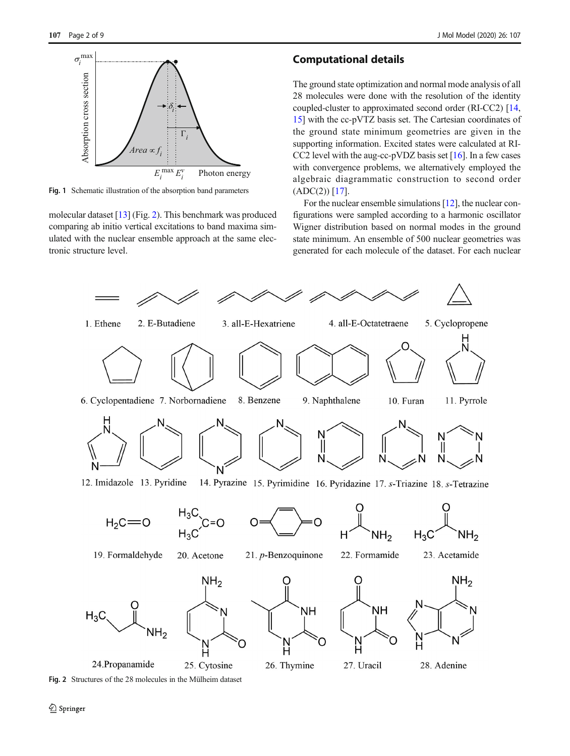Fig. 1 Schematic illustration of the absorption band parameters

molecular dataset [13] (Fig. 2). This benchmark was produced comparing ab initio vertical excitations to band maxima simulated with the nuclear ensemble approach at the same electronic structure level.

## Computational details

The ground state optimization and normal mode analysis of all 28 molecules were done with the resolution of the identity coupled-cluster to approximated second order (RI-CC2) [14, 15] with the cc-pVTZ basis set. The Cartesian coordinates of the ground state minimum geometries are given in the supporting information. Excited states were calculated at RI-CC2 level with the aug-cc-pVDZ basis set [16]. In a few cases with convergence problems, we alternatively employed the algebraic diagrammatic construction to second order (ADC(2)) [17].

For the nuclear ensemble simulations [12], the nuclear configurations were sampled according to a harmonic oscillator Wigner distribution based on normal modes in the ground state minimum. An ensemble of 500 nuclear geometries was generated for each molecule of the dataset. For each nuclear

Fig. 2 Structures of the 28 molecules in the Mülheim dataset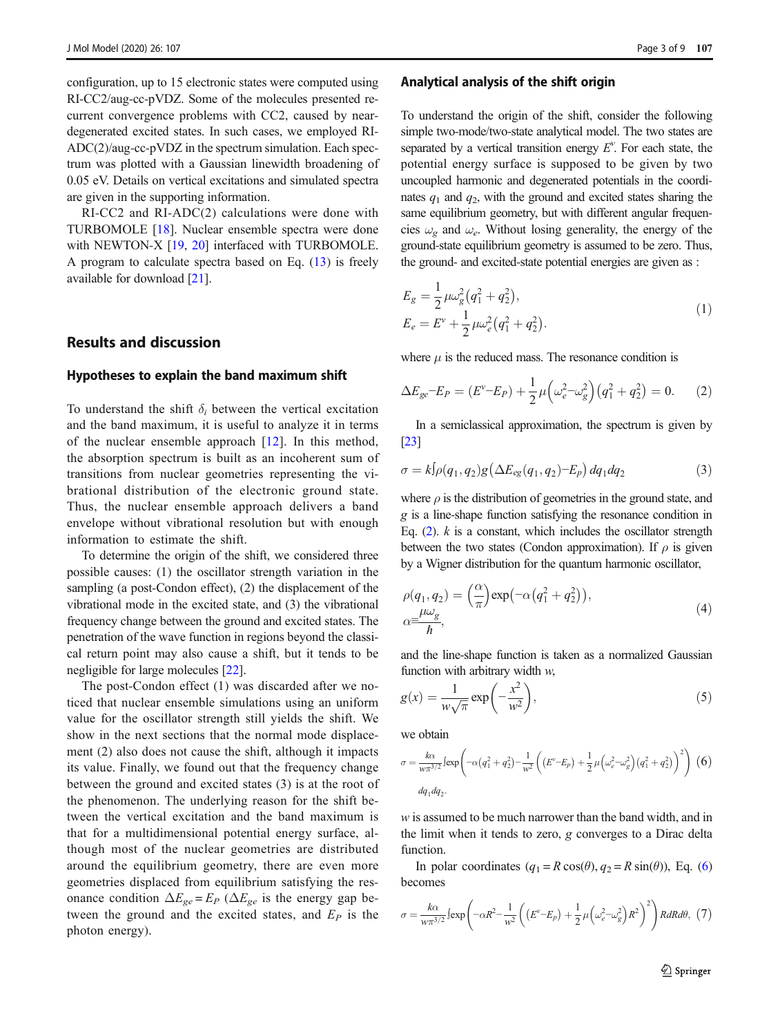configuration, up to 15 electronic states were computed using RI-CC2/aug-cc-pVDZ. Some of the molecules presented recurrent convergence problems with CC2, caused by near-degenerated excited states. In such cases, we employed RI-ADC(2)/aug-cc-pVDZ in the spectrum simulation. Each spectrum was plotted with a Gaussian linewidth broadening of 0.05 eV. Details on vertical excitations and simulated spectra are given in the supporting information.

RI-CC2 and RI-ADC(2) calculations were done with TURBOMOLE [18]. Nuclear ensemble spectra were done with NEWTON-X [19, 20] interfaced with TURBOMOLE. A program to calculate spectra based on Eq. (13) is freely available for download [21].

## Results and discussion

### Hypotheses to explain the band maximum shift

To understand the shift $\delta_i$ between the vertical excitation and the band maximum, it is useful to analyze it in terms of the nuclear ensemble approach [12]. In this method, the absorption spectrum is built as an incoherent sum of transitions from nuclear geometries representing the vibrational distribution of the electronic ground state. Thus, the nuclear ensemble approach delivers a band envelope without vibrational resolution but with enough information to estimate the shift.

To determine the origin of the shift, we considered three possible causes: (1) the oscillator strength variation in the sampling (a post-Condon effect), (2) the displacement of the vibrational mode in the excited state, and (3) the vibrational frequency change between the ground and excited states. The penetration of the wave function in regions beyond the classical return point may also cause a shift, but it tends to be negligible for large molecules [22].

The post-Condon effect (1) was discarded after we noticed that nuclear ensemble simulations using an uniform value for the oscillator strength still yields the shift. We show in the next sections that the normal mode displacement (2) also does not cause the shift, although it impacts its value. Finally, we found out that the frequency change between the ground and excited states (3) is at the root of the phenomenon. The underlying reason for the shift between the vertical excitation and the band maximum is that for a multidimensional potential energy surface, although most of the nuclear geometries are distributed around the equilibrium geometry, there are even more geometries displaced from equilibrium satisfying the resonance condition $\Delta E_{ge} = E_P$ ($\Delta E_{ge}$ is the energy gap between the ground and the excited states, and $E_P$ is the photon energy).

### Analytical analysis of the shift origin

To understand the origin of the shift, consider the following simple two-mode/two-state analytical model. The two states are separated by a vertical transition energy $E^v$. For each state, the potential energy surface is supposed to be given by two uncoupled harmonic and degenerated potentials in the coordinates $q_1$ and $q_2$, with the ground and excited states sharing the same equilibrium geometry, but with different angular frequencies $\omega_g$ and $\omega_e$. Without losing generality, the energy of the ground-state equilibrium geometry is assumed to be zero. Thus, the ground- and excited-state potential energies are given as :

$$E_g = \frac{1}{2}\mu\omega_g^2\left(q_1^2+q_2^2\right),$$
$$E_e = E^v + \frac{1}{2}\mu\omega_e^2\left(q_1^2+q_2^2\right). \tag{1}$$

where $\mu$ is the reduced mass. The resonance condition is

$$\Delta E_{ge} - E_P = \left(E^v - E_P\right) + \frac{1}{2}\mu\left(\omega_e^2 - \omega_g^2\right)\left(q_1^2+q_2^2\right) = 0. \tag{2}$$

In a semiclassical approximation, the spectrum is given by [23]

$$\sigma = k\int \rho(q_1,q_2)\, g\left(\Delta E_{eg}(q_1,q_2) - E_p\right) dq_1 dq_2 \tag{3}$$

where $\rho$ is the distribution of geometries in the ground state, and $g$ is a line-shape function satisfying the resonance condition in Eq. (2). $k$ is a constant, which includes the oscillator strength between the two states (Condon approximation). If $\rho$ is given by a Wigner distribution for the quantum harmonic oscillator,

$$\rho(q_1,q_2) = \left(\frac{\alpha}{\pi}\right)\exp\left(-\alpha\left(q_1^2+q_2^2\right)\right),$$
$$\alpha = \frac{\mu\omega_g}{\hbar}, \tag{4}$$

and the line-shape function is taken as a normalized Gaussian function with arbitrary width $w$,

$$g(x) = \frac{1}{w\sqrt{\pi}}\exp\left(-\frac{x^2}{w^2}\right), \tag{5}$$

we obtain

$$\sigma = \frac{k\alpha}{w\pi^{3/2}}\int \exp\left(-\alpha\left(q_1^2+q_2^2\right) - \frac{1}{w^2}\left(\left(E^v - E_p\right) + \frac{1}{2}\mu\left(\omega_e^2-\omega_g^2\right)\left(q_1^2+q_2^2\right)\right)^2\right) dq_1 dq_2. \tag{6}$$

$w$ is assumed to be much narrower than the band width, and in the limit when it tends to zero, $g$ converges to a Dirac delta function.

In polar coordinates ($q_1 = R\cos(\theta)$, $q_2 = R\sin(\theta)$), Eq. (6) becomes

$$\sigma = \frac{k\alpha}{w\pi^{3/2}}\int \exp\left(-\alpha R^2 - \frac{1}{w^2}\left(\left(E^v - E_p\right) + \frac{1}{2}\mu\left(\omega_e^2-\omega_g^2\right)R^2\right)^2\right) R\,dR\,d\theta, \tag{7}$$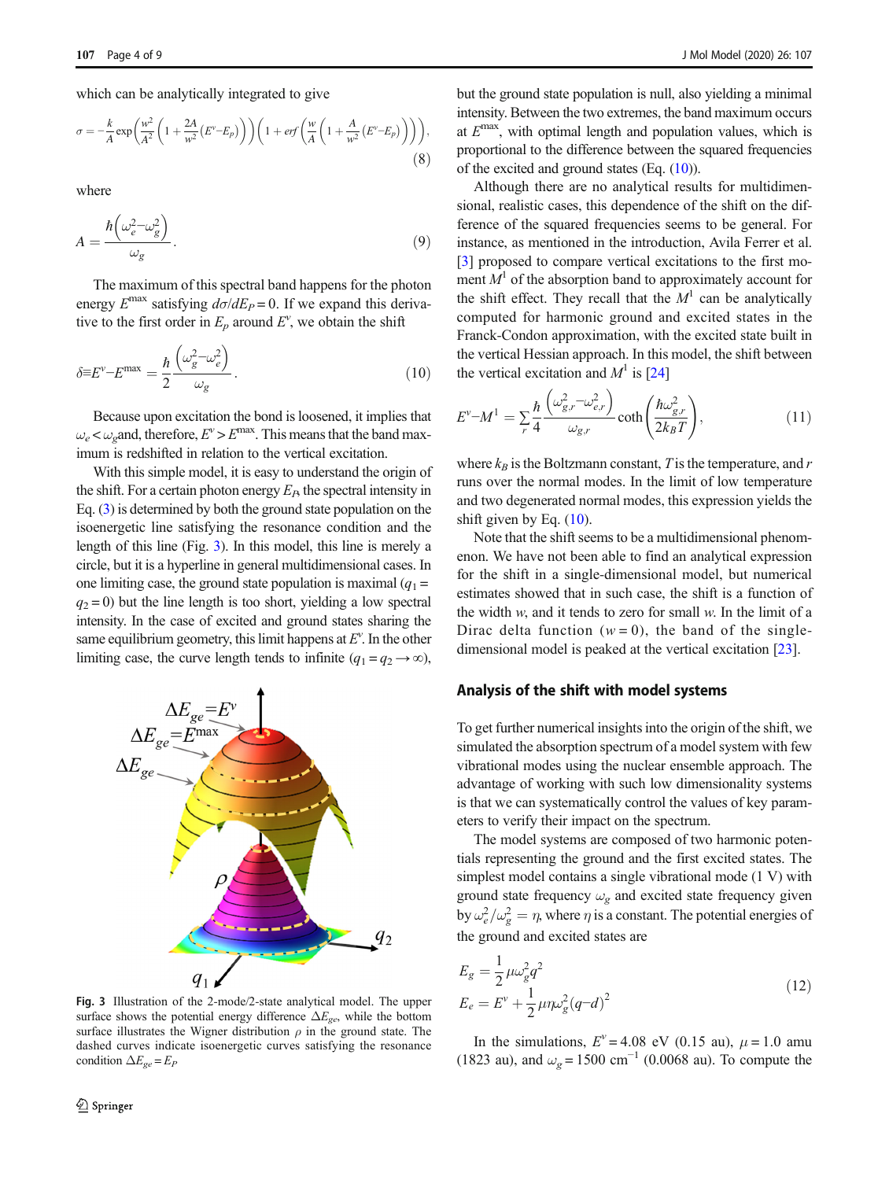which can be analytically integrated to give

$$\sigma = -\frac{k}{A}\exp\left(\frac{w^2}{A^2}\left(1+\frac{2A}{w^2}\left(E^v-E_p\right)\right)\right)\left(1+erf\left(\frac{w}{A}\left(1+\frac{A}{w^2}\left(E^v-E_p\right)\right)\right)\right), \tag{8}$$

where

$$A = \frac{\hbar\left(\omega_e^2-\omega_g^2\right)}{\omega_g}. \tag{9}$$

The maximum of this spectral band happens for the photon energy $E^{max}$ satisfying $d\sigma/dE_P = 0$. If we expand this derivative to the first order in $E_p$ around $E^v$, we obtain the shift

$$\delta \equiv E^v - E^{max} = \frac{\hbar}{2}\frac{\left(\omega_g^2-\omega_e^2\right)}{\omega_g}. \tag{10}$$

Because upon excitation the bond is loosened, it implies that $\omega_e < \omega_g$and, therefore, $E^v > E^{max}$. This means that the band maximum is redshifted in relation to the vertical excitation.

With this simple model, it is easy to understand the origin of the shift. For a certain photon energy $E_P$, the spectral intensity in Eq. (3) is determined by both the ground state population on the isoenergetic line satisfying the resonance condition and the length of this line (Fig. 3). In this model, this line is merely a circle, but it is a hyperline in general multidimensional cases. In one limiting case, the ground state population is maximal ($q_1 = q_2 = 0$) but the line length is too short, yielding a low spectral intensity. In the case of excited and ground states sharing the same equilibrium geometry, this limit happens at $E^v$. In the other limiting case, the curve length tends to infinite ($q_1 = q_2 \rightarrow \infty$), but the ground state population is null, also yielding a minimal intensity. Between the two extremes, the band maximum occurs at $E^{max}$, with optimal length and population values, which is proportional to the difference between the squared frequencies of the excited and ground states (Eq. (10)).

Fig. 3 Illustration of the 2-mode/2-state analytical model. The upper surface shows the potential energy difference $\Delta E_{ge}$, while the bottom surface illustrates the Wigner distribution $\rho$ in the ground state. The dashed curves indicate isoenergetic curves satisfying the resonance condition $\Delta E_{ge} = E_P$

Although there are no analytical results for multidimensional, realistic cases, this dependence of the shift on the difference of the squared frequencies seems to be general. For instance, as mentioned in the introduction, Avila Ferrer et al. [3] proposed to compare vertical excitations to the first moment $M^1$ of the absorption band to approximately account for the shift effect. They recall that the $M^1$ can be analytically computed for harmonic ground and excited states in the Franck-Condon approximation, with the excited state built in the vertical Hessian approach. In this model, the shift between the vertical excitation and $M^1$ is [24]

$$E^v - M^1 = \sum_r \frac{\hbar}{4}\frac{\left(\omega_{g,r}^2-\omega_{e,r}^2\right)}{\omega_{g,r}}\coth\left(\frac{\hbar\omega_{g,r}^2}{2k_BT}\right), \tag{11}$$

where $k_B$ is the Boltzmann constant, $T$ is the temperature, and $r$ runs over the normal modes. In the limit of low temperature and two degenerated normal modes, this expression yields the shift given by Eq. (10).

Note that the shift seems to be a multidimensional phenomenon. We have not been able to find an analytical expression for the shift in a single-dimensional model, but numerical estimates showed that in such case, the shift is a function of the width $w$, and it tends to zero for small $w$. In the limit of a Dirac delta function ($w = 0$), the band of the single-dimensional model is peaked at the vertical excitation [23].

## Analysis of the shift with model systems

To get further numerical insights into the origin of the shift, we simulated the absorption spectrum of a model system with few vibrational modes using the nuclear ensemble approach. The advantage of working with such low dimensionality systems is that we can systematically control the values of key parameters to verify their impact on the spectrum.

The model systems are composed of two harmonic potentials representing the ground and the first excited states. The simplest model contains a single vibrational mode (1 V) with ground state frequency $\omega_g$ and excited state frequency given by $\omega_e^2/\omega_g^2 = \eta$, where $\eta$ is a constant. The potential energies of the ground and excited states are

$$\begin{aligned} E_g &= \frac{1}{2}\mu\omega_g^2 q^2 \\ E_e &= E^v + \frac{1}{2}\mu\eta\omega_g^2(q-d)^2 \end{aligned} \tag{12}$$

In the simulations, $E^v = 4.08$ eV (0.15 au), $\mu = 1.0$ amu (1823 au), and $\omega_g = 1500$ cm$^{-1}$ (0.0068 au). To compute the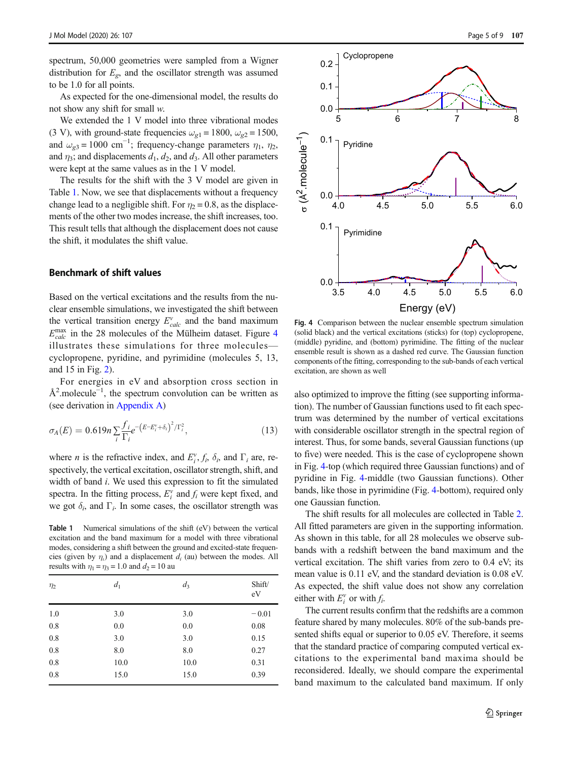spectrum, 50,000 geometries were sampled from a Wigner distribution for $E_g$, and the oscillator strength was assumed to be 1.0 for all points.

As expected for the one-dimensional model, the results do not show any shift for small $w$.

We extended the 1 V model into three vibrational modes (3 V), with ground-state frequencies $\omega_{g1} = 1800$, $\omega_{g2} = 1500$, and $\omega_{g3} = 1000$ cm$^{-1}$; frequency-change parameters $\eta_1$, $\eta_2$, and $\eta_3$; and displacements $d_1$, $d_2$, and $d_3$. All other parameters were kept at the same values as in the 1 V model.

The results for the shift with the 3 V model are given in Table 1. Now, we see that displacements without a frequency change lead to a negligible shift. For $\eta_2 = 0.8$, as the displacements of the other two modes increase, the shift increases, too. This result tells that although the displacement does not cause the shift, it modulates the shift value.

## Benchmark of shift values

Based on the vertical excitations and the results from the nuclear ensemble simulations, we investigated the shift between the vertical transition energy $E^v_{calc}$ and the band maximum $E^{max}_{calc}$ in the 28 molecules of the Mülheim dataset. Figure 4 illustrates these simulations for three molecules—cyclopropene, pyridine, and pyrimidine (molecules 5, 13, and 15 in Fig. 2).

For energies in eV and absorption cross section in Å$^2$.molecule$^{-1}$, the spectrum convolution can be written as (see derivation in Appendix A)

$$\sigma_A(E) = 0.619n \sum_i \frac{f_i}{\Gamma_i} e^{-\left(E - E^v_i + \delta_i\right)^2/\Gamma_i^2}, \tag{13}$$

where $n$ is the refractive index, and $E^v_i$, $f_i$, $\delta_i$, and $\Gamma_i$ are, respectively, the vertical excitation, oscillator strength, shift, and width of band $i$. We used this expression to fit the simulated spectra. In the fitting process, $E^v_i$ and $f_i$ were kept fixed, and we got $\delta_i$, and $\Gamma_i$. In some cases, the oscillator strength was also optimized to improve the fitting (see supporting information). The number of Gaussian functions used to fit each spectrum was determined by the number of vertical excitations with considerable oscillator strength in the spectral region of interest. Thus, for some bands, several Gaussian functions (up to five) were needed. This is the case of cyclopropene shown in Fig. 4-top (which required three Gaussian functions) and of pyridine in Fig. 4-middle (two Gaussian functions). Other bands, like those in pyrimidine (Fig. 4-bottom), required only one Gaussian function.

**Table 1** Numerical simulations of the shift (eV) between the vertical excitation and the band maximum for a model with three vibrational modes, considering a shift between the ground and excited-state frequencies (given by $\eta_i$) and a displacement $d_i$ (au) between the modes. All results with $\eta_1 = \eta_3 = 1.0$ and $d_2 = 10$ au

| $\eta_2$ | $d_1$ | $d_3$ | Shift/ eV |
|---|---|---|---|
| 1.0 | 3.0 | 3.0 | − 0.01 |
| 0.8 | 0.0 | 0.0 | 0.08 |
| 0.8 | 3.0 | 3.0 | 0.15 |
| 0.8 | 8.0 | 8.0 | 0.27 |
| 0.8 | 10.0 | 10.0 | 0.31 |
| 0.8 | 15.0 | 15.0 | 0.39 |

**Fig. 4** Comparison between the nuclear ensemble spectrum simulation (solid black) and the vertical excitations (sticks) for (top) cyclopropene, (middle) pyridine, and (bottom) pyrimidine. The fitting of the nuclear ensemble result is shown as a dashed red curve. The Gaussian function components of the fitting, corresponding to the sub-bands of each vertical excitation, are shown as well

The shift results for all molecules are collected in Table 2. All fitted parameters are given in the supporting information. As shown in this table, for all 28 molecules we observe sub-bands with a redshift between the band maximum and the vertical excitation. The shift varies from zero to 0.4 eV; its mean value is 0.11 eV, and the standard deviation is 0.08 eV. As expected, the shift value does not show any correlation either with $E^v_i$ or with $f_i$.

The current results confirm that the redshifts are a common feature shared by many molecules. 80% of the sub-bands presented shifts equal or superior to 0.05 eV. Therefore, it seems that the standard practice of comparing computed vertical excitations to the experimental band maxima should be reconsidered. Ideally, we should compare the experimental band maximum to the calculated band maximum. If only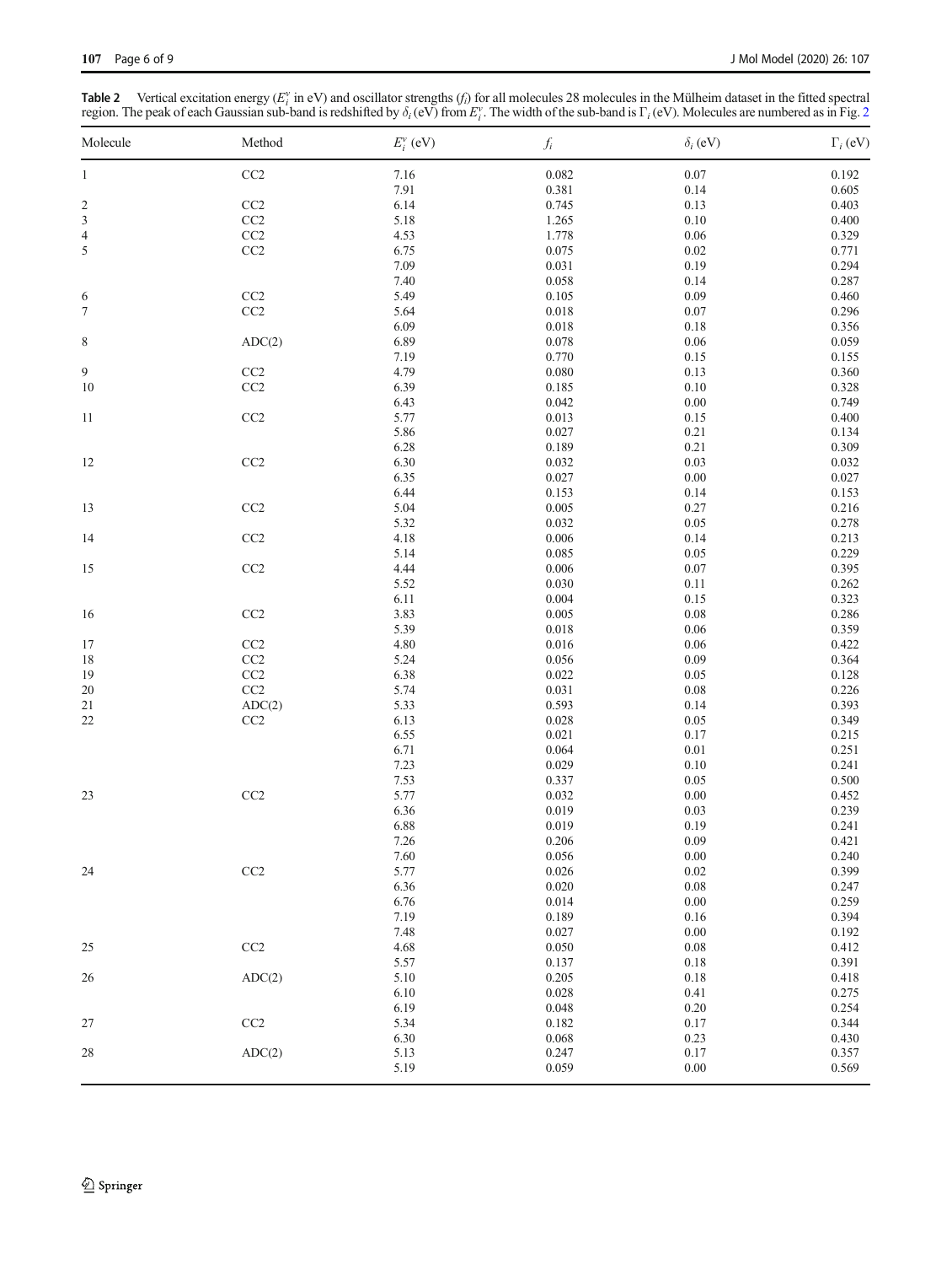**Table 2** Vertical excitation energy ($E_i^v$ in eV) and oscillator strengths ($f_i$) for all molecules 28 molecules in the Mülheim dataset in the fitted spectral region. The peak of each Gaussian sub-band is redshifted by $\delta_i$ (eV) from $E_i^v$. The width of the sub-band is $\Gamma_i$ (eV). Molecules are numbered as in Fig. 2

| Molecule | Method | $E_i^v$ (eV) | $f_i$ | $\delta_i$ (eV) | $\Gamma_i$ (eV) |
|---|---|---|---|---|---|
| 1 | CC2 | 7.16 | 0.082 | 0.07 | 0.192 |
| | | 7.91 | 0.381 | 0.14 | 0.605 |
| 2 | CC2 | 6.14 | 0.745 | 0.13 | 0.403 |
| 3 | CC2 | 5.18 | 1.265 | 0.10 | 0.400 |
| 4 | CC2 | 4.53 | 1.778 | 0.06 | 0.329 |
| 5 | CC2 | 6.75 | 0.075 | 0.02 | 0.771 |
| | | 7.09 | 0.031 | 0.19 | 0.294 |
| | | 7.40 | 0.058 | 0.14 | 0.287 |
| 6 | CC2 | 5.49 | 0.105 | 0.09 | 0.460 |
| 7 | CC2 | 5.64 | 0.018 | 0.07 | 0.296 |
| | | 6.09 | 0.018 | 0.18 | 0.356 |
| 8 | ADC(2) | 6.89 | 0.078 | 0.06 | 0.059 |
| | | 7.19 | 0.770 | 0.15 | 0.155 |
| 9 | CC2 | 4.79 | 0.080 | 0.13 | 0.360 |
| 10 | CC2 | 6.39 | 0.185 | 0.10 | 0.328 |
| | | 6.43 | 0.042 | 0.00 | 0.749 |
| 11 | CC2 | 5.77 | 0.013 | 0.15 | 0.400 |
| | | 5.86 | 0.027 | 0.21 | 0.134 |
| | | 6.28 | 0.189 | 0.21 | 0.309 |
| 12 | CC2 | 6.30 | 0.032 | 0.03 | 0.032 |
| | | 6.35 | 0.027 | 0.00 | 0.027 |
| | | 6.44 | 0.153 | 0.14 | 0.153 |
| 13 | CC2 | 5.04 | 0.005 | 0.27 | 0.216 |
| | | 5.32 | 0.032 | 0.05 | 0.278 |
| 14 | CC2 | 4.18 | 0.006 | 0.14 | 0.213 |
| | | 5.14 | 0.085 | 0.05 | 0.229 |
| 15 | CC2 | 4.44 | 0.006 | 0.07 | 0.395 |
| | | 5.52 | 0.030 | 0.11 | 0.262 |
| | | 6.11 | 0.004 | 0.15 | 0.323 |
| 16 | CC2 | 3.83 | 0.005 | 0.08 | 0.286 |
| | | 5.39 | 0.018 | 0.06 | 0.359 |
| 17 | CC2 | 4.80 | 0.016 | 0.06 | 0.422 |
| 18 | CC2 | 5.24 | 0.056 | 0.09 | 0.364 |
| 19 | CC2 | 6.38 | 0.022 | 0.05 | 0.128 |
| 20 | CC2 | 5.74 | 0.031 | 0.08 | 0.226 |
| 21 | ADC(2) | 5.33 | 0.593 | 0.14 | 0.393 |
| 22 | CC2 | 6.13 | 0.028 | 0.05 | 0.349 |
| | | 6.55 | 0.021 | 0.17 | 0.215 |
| | | 6.71 | 0.064 | 0.01 | 0.251 |
| | | 7.23 | 0.029 | 0.10 | 0.241 |
| | | 7.53 | 0.337 | 0.05 | 0.500 |
| 23 | CC2 | 5.77 | 0.032 | 0.00 | 0.452 |
| | | 6.36 | 0.019 | 0.03 | 0.239 |
| | | 6.88 | 0.019 | 0.19 | 0.241 |
| | | 7.26 | 0.206 | 0.09 | 0.421 |
| | | 7.60 | 0.056 | 0.00 | 0.240 |
| 24 | CC2 | 5.77 | 0.026 | 0.02 | 0.399 |
| | | 6.36 | 0.020 | 0.08 | 0.247 |
| | | 6.76 | 0.014 | 0.00 | 0.259 |
| | | 7.19 | 0.189 | 0.16 | 0.394 |
| | | 7.48 | 0.027 | 0.00 | 0.192 |
| 25 | CC2 | 4.68 | 0.050 | 0.08 | 0.412 |
| | | 5.57 | 0.137 | 0.18 | 0.391 |
| 26 | ADC(2) | 5.10 | 0.205 | 0.18 | 0.418 |
| | | 6.10 | 0.028 | 0.41 | 0.275 |
| | | 6.19 | 0.048 | 0.20 | 0.254 |
| 27 | CC2 | 5.34 | 0.182 | 0.17 | 0.344 |
| | | 6.30 | 0.068 | 0.23 | 0.430 |
| 28 | ADC(2) | 5.13 | 0.247 | 0.17 | 0.357 |
| | | 5.19 | 0.059 | 0.00 | 0.569 |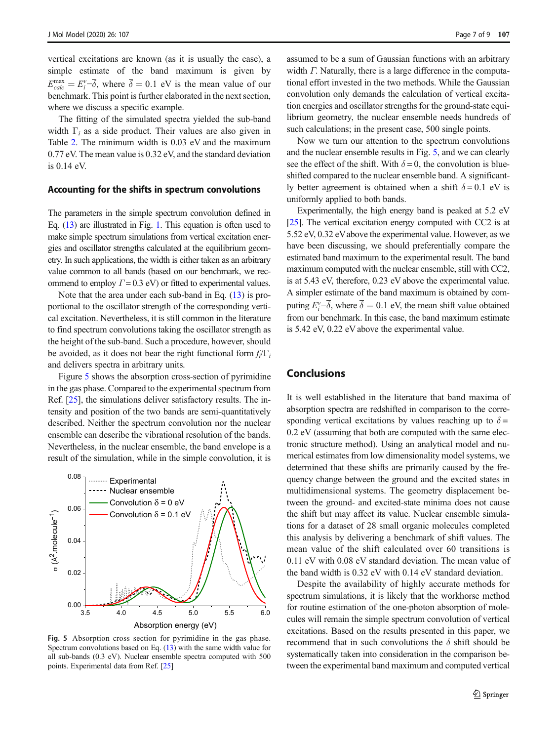vertical excitations are known (as it is usually the case), a simple estimate of the band maximum is given by $E_{calc}^{max} = E_i^v - \bar{\delta}$, where $\bar{\delta} = 0.1$ eV is the mean value of our benchmark. This point is further elaborated in the next section, where we discuss a specific example.

The fitting of the simulated spectra yielded the sub-band width $\Gamma_i$ as a side product. Their values are also given in Table 2. The minimum width is 0.03 eV and the maximum 0.77 eV. The mean value is 0.32 eV, and the standard deviation is 0.14 eV.

## Accounting for the shifts in spectrum convolutions

The parameters in the simple spectrum convolution defined in Eq. (13) are illustrated in Fig. 1. This equation is often used to make simple spectrum simulations from vertical excitation energies and oscillator strengths calculated at the equilibrium geometry. In such applications, the width is either taken as an arbitrary value common to all bands (based on our benchmark, we recommend to employ $\Gamma = 0.3$ eV) or fitted to experimental values.

Note that the area under each sub-band in Eq. (13) is proportional to the oscillator strength of the corresponding vertical excitation. Nevertheless, it is still common in the literature to find spectrum convolutions taking the oscillator strength as the height of the sub-band. Such a procedure, however, should be avoided, as it does not bear the right functional form $f_i/\Gamma_i$ and delivers spectra in arbitrary units.

Figure 5 shows the absorption cross-section of pyrimidine in the gas phase. Compared to the experimental spectrum from Ref. [25], the simulations deliver satisfactory results. The intensity and position of the two bands are semi-quantitatively described. Neither the spectrum convolution nor the nuclear ensemble can describe the vibrational resolution of the bands. Nevertheless, in the nuclear ensemble, the band envelope is a result of the simulation, while in the simple convolution, it is

**Fig. 5** Absorption cross section for pyrimidine in the gas phase. Spectrum convolutions based on Eq. (13) with the same width value for all sub-bands (0.3 eV). Nuclear ensemble spectra computed with 500 points. Experimental data from Ref. [25]

assumed to be a sum of Gaussian functions with an arbitrary width $\Gamma$. Naturally, there is a large difference in the computational effort invested in the two methods. While the Gaussian convolution only demands the calculation of vertical excitation energies and oscillator strengths for the ground-state equilibrium geometry, the nuclear ensemble needs hundreds of such calculations; in the present case, 500 single points.

Now we turn our attention to the spectrum convolutions and the nuclear ensemble results in Fig. 5, and we can clearly see the effect of the shift. With $\delta = 0$, the convolution is blue-shifted compared to the nuclear ensemble band. A significantly better agreement is obtained when a shift $\delta = 0.1$ eV is uniformly applied to both bands.

Experimentally, the high energy band is peaked at 5.2 eV [25]. The vertical excitation energy computed with CC2 is at 5.52 eV, 0.32 eV above the experimental value. However, as we have been discussing, we should preferentially compare the estimated band maximum to the experimental result. The band maximum computed with the nuclear ensemble, still with CC2, is at 5.43 eV, therefore, 0.23 eV above the experimental value. A simpler estimate of the band maximum is obtained by computing $E_i^v - \bar{\delta}$, where $\bar{\delta} = 0.1$ eV, the mean shift value obtained from our benchmark. In this case, the band maximum estimate is 5.42 eV, 0.22 eV above the experimental value.

## Conclusions

It is well established in the literature that band maxima of absorption spectra are redshifted in comparison to the corresponding vertical excitations by values reaching up to $\delta = 0.2$ eV (assuming that both are computed with the same electronic structure method). Using an analytical model and numerical estimates from low dimensionality model systems, we determined that these shifts are primarily caused by the frequency change between the ground and the excited states in multidimensional systems. The geometry displacement between the ground- and excited-state minima does not cause the shift but may affect its value. Nuclear ensemble simulations for a dataset of 28 small organic molecules completed this analysis by delivering a benchmark of shift values. The mean value of the shift calculated over 60 transitions is 0.11 eV with 0.08 eV standard deviation. The mean value of the band width is 0.32 eV with 0.14 eV standard deviation.

Despite the availability of highly accurate methods for spectrum simulations, it is likely that the workhorse method for routine estimation of the one-photon absorption of molecules will remain the simple spectrum convolution of vertical excitations. Based on the results presented in this paper, we recommend that in such convolutions the $\delta$ shift should be systematically taken into consideration in the comparison between the experimental band maximum and computed vertical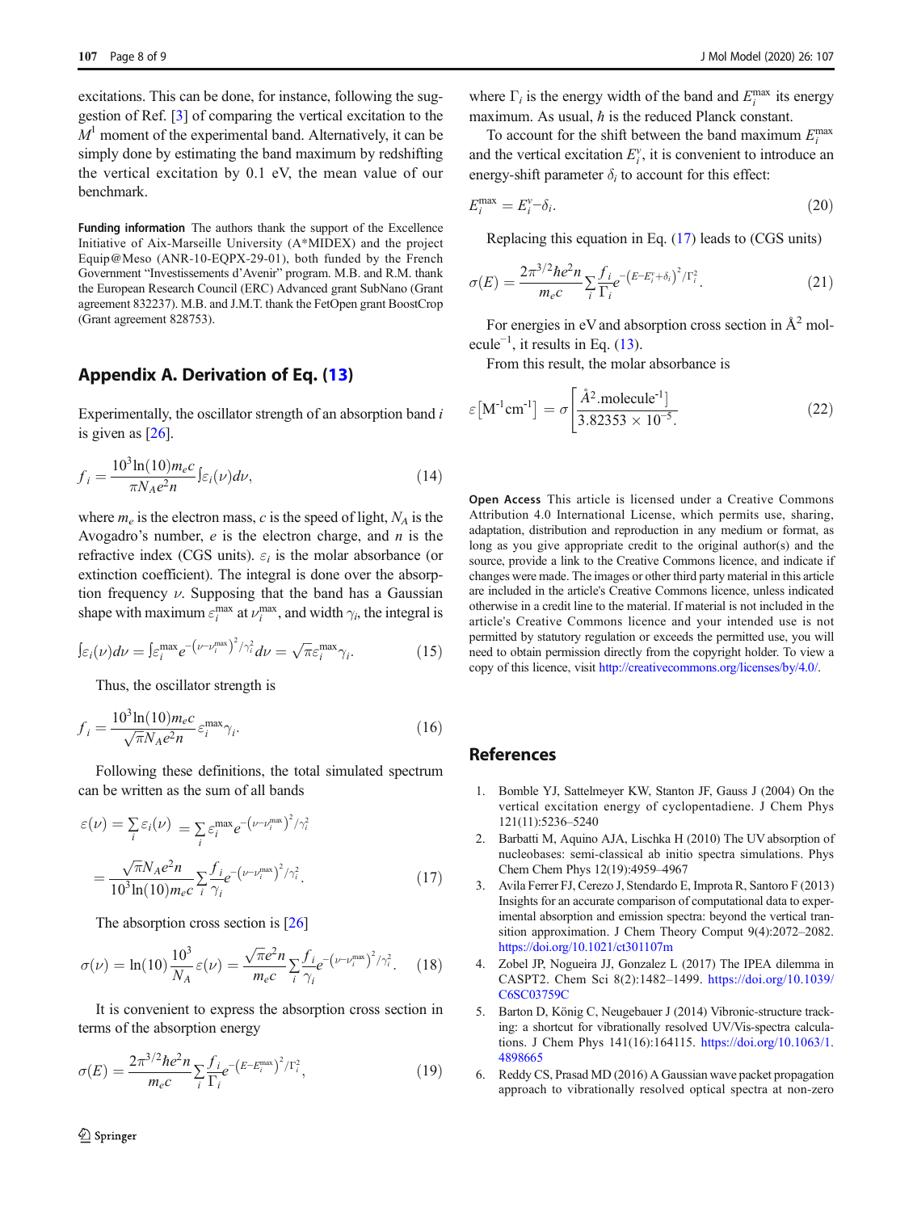excitations. This can be done, for instance, following the suggestion of Ref. [3] of comparing the vertical excitation to the $M^1$ moment of the experimental band. Alternatively, it can be simply done by estimating the band maximum by redshifting the vertical excitation by 0.1 eV, the mean value of our benchmark.

**Funding information** The authors thank the support of the Excellence Initiative of Aix-Marseille University (A*MIDEX) and the project Equip@Meso (ANR-10-EQPX-29-01), both funded by the French Government "Investissements d'Avenir" program. M.B. and R.M. thank the European Research Council (ERC) Advanced grant SubNano (Grant agreement 832237). M.B. and J.M.T. thank the FetOpen grant BoostCrop (Grant agreement 828753).

## Appendix A. Derivation of Eq. (13)

Experimentally, the oscillator strength of an absorption band $i$ is given as [26].

$$f_i = \frac{10^3 \ln(10) m_e c}{\pi N_A e^2 n} \int \varepsilon_i(\nu) d\nu, \tag{14}$$

where $m_e$ is the electron mass, $c$ is the speed of light, $N_A$ is the Avogadro's number, $e$ is the electron charge, and $n$ is the refractive index (CGS units). $\varepsilon_i$ is the molar absorbance (or extinction coefficient). The integral is done over the absorption frequency $\nu$. Supposing that the band has a Gaussian shape with maximum $\varepsilon_i^{max}$ at $\nu_i^{max}$, and width $\gamma_i$, the integral is

$$\int \varepsilon_i(\nu) d\nu = \int \varepsilon_i^{max} e^{-\left(\nu - \nu_i^{max}\right)^2/\gamma_i^2} d\nu = \sqrt{\pi} \varepsilon_i^{max} \gamma_i. \tag{15}$$

Thus, the oscillator strength is

$$f_i = \frac{10^3 \ln(10) m_e c}{\sqrt{\pi} N_A e^2 n} \varepsilon_i^{max} \gamma_i. \tag{16}$$

Following these definitions, the total simulated spectrum can be written as the sum of all bands

$$\varepsilon(\nu) = \sum_i \varepsilon_i(\nu) = \sum_i \varepsilon_i^{max} e^{-\left(\nu - \nu_i^{max}\right)^2/\gamma_i^2}$$
$$= \frac{\sqrt{\pi} N_A e^2 n}{10^3 \ln(10) m_e c} \sum_i \frac{f_i}{\gamma_i} e^{-\left(\nu - \nu_i^{max}\right)^2/\gamma_i^2}. \tag{17}$$

The absorption cross section is [26]

$$\sigma(\nu) = \ln(10) \frac{10^3}{N_A} \varepsilon(\nu) = \frac{\sqrt{\pi} e^2 n}{m_e c} \sum_i \frac{f_i}{\gamma_i} e^{-\left(\nu - \nu_i^{max}\right)^2/\gamma_i^2}. \tag{18}$$

It is convenient to express the absorption cross section in terms of the absorption energy

$$\sigma(E) = \frac{2\pi^{3/2} \hbar e^2 n}{m_e c} \sum_i \frac{f_i}{\Gamma_i} e^{-\left(E - E_i^{max}\right)^2/\Gamma_i^2}, \tag{19}$$

where $\Gamma_i$ is the energy width of the band and $E_i^{max}$ its energy maximum. As usual, $\hbar$ is the reduced Planck constant.

To account for the shift between the band maximum $E_i^{max}$ and the vertical excitation $E_i^v$, it is convenient to introduce an energy-shift parameter $\delta_i$ to account for this effect:

$$E_i^{max} = E_i^v - \delta_i. \tag{20}$$

Replacing this equation in Eq. (17) leads to (CGS units)

$$\sigma(E) = \frac{2\pi^{3/2} \hbar e^2 n}{m_e c} \sum_i \frac{f_i}{\Gamma_i} e^{-\left(E - E_i^v + \delta_i\right)^2/\Gamma_i^2}. \tag{21}$$

For energies in eV and absorption cross section in Å$^2$ molecule$^{-1}$, it results in Eq. (13).

From this result, the molar absorbance is

$$\varepsilon\left[\text{M}^{-1}\text{cm}^{-1}\right] = \sigma \left[\frac{\text{Å}^2.\text{molecule}^{-1}}{3.82353 \times 10^{-5}}\right]. \tag{22}$$

**Open Access** This article is licensed under a Creative Commons Attribution 4.0 International License, which permits use, sharing, adaptation, distribution and reproduction in any medium or format, as long as you give appropriate credit to the original author(s) and the source, provide a link to the Creative Commons licence, and indicate if changes were made. The images or other third party material in this article are included in the article's Creative Commons licence, unless indicated otherwise in a credit line to the material. If material is not included in the article's Creative Commons licence and your intended use is not permitted by statutory regulation or exceeds the permitted use, you will need to obtain permission directly from the copyright holder. To view a copy of this licence, visit http://creativecommons.org/licenses/by/4.0/.

## References

1. Bomble YJ, Sattelmeyer KW, Stanton JF, Gauss J (2004) On the vertical excitation energy of cyclopentadiene. J Chem Phys 121(11):5236–5240
2. Barbatti M, Aquino AJA, Lischka H (2010) The UV absorption of nucleobases: semi-classical ab initio spectra simulations. Phys Chem Chem Phys 12(19):4959–4967
3. Avila Ferrer FJ, Cerezo J, Stendardo E, Improta R, Santoro F (2013) Insights for an accurate comparison of computational data to experimental absorption and emission spectra: beyond the vertical transition approximation. J Chem Theory Comput 9(4):2072–2082. https://doi.org/10.1021/ct301107m
4. Zobel JP, Nogueira JJ, Gonzalez L (2017) The IPEA dilemma in CASPT2. Chem Sci 8(2):1482–1499. https://doi.org/10.1039/C6SC03759C
5. Barton D, König C, Neugebauer J (2014) Vibronic-structure tracking: a shortcut for vibrationally resolved UV/Vis-spectra calculations. J Chem Phys 141(16):164115. https://doi.org/10.1063/1.4898665
6. Reddy CS, Prasad MD (2016) A Gaussian wave packet propagation approach to vibrationally resolved optical spectra at non-zero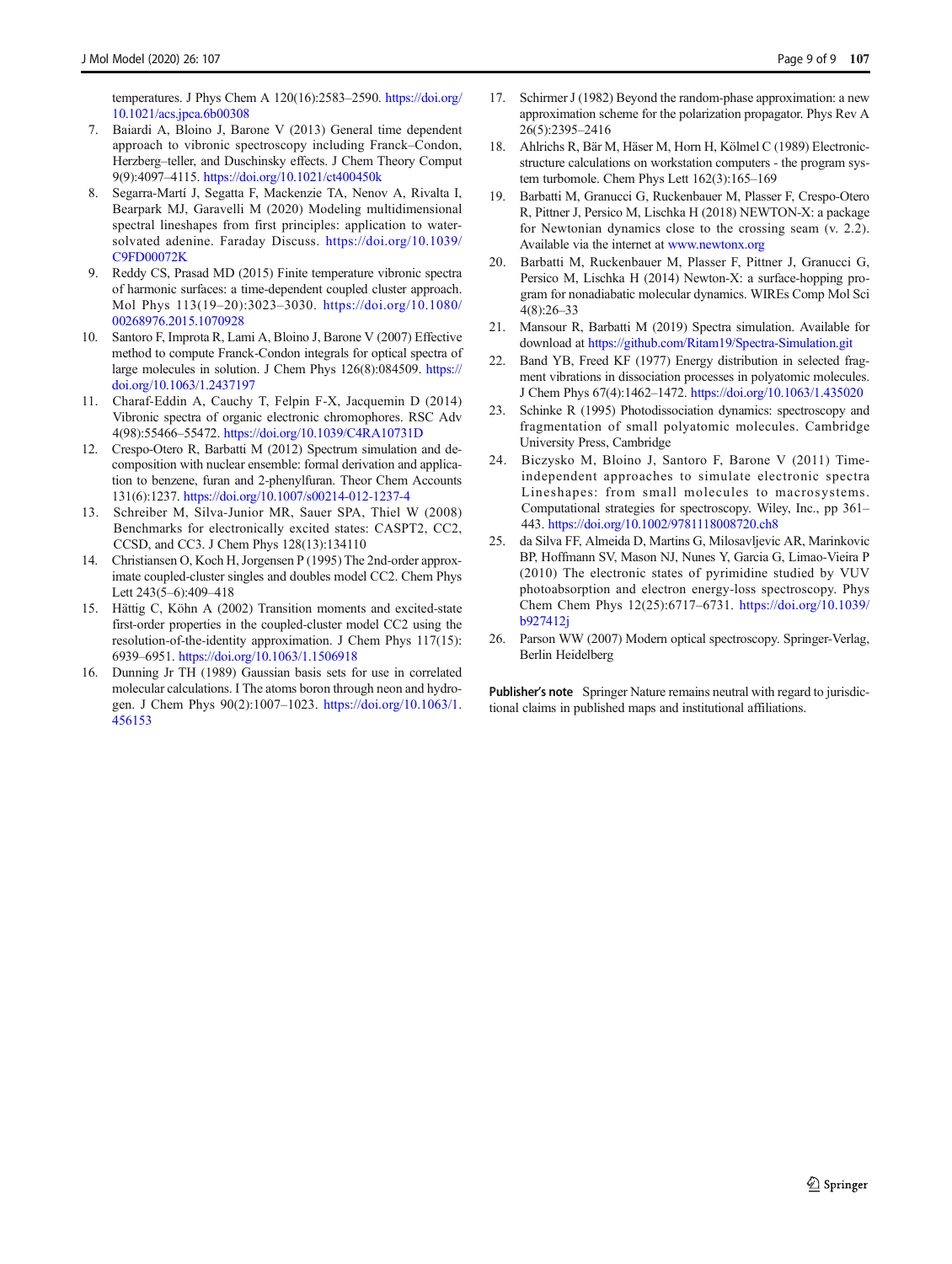temperatures. J Phys Chem A 120(16):2583–2590. https://doi.org/10.1021/acs.jpca.6b00308

7. Baiardi A, Bloino J, Barone V (2013) General time dependent approach to vibronic spectroscopy including Franck–Condon, Herzberg–teller, and Duschinsky effects. J Chem Theory Comput 9(9):4097–4115. https://doi.org/10.1021/ct400450k
8. Segarra-Martí J, Segatta F, Mackenzie TA, Nenov A, Rivalta I, Bearpark MJ, Garavelli M (2020) Modeling multidimensional spectral lineshapes from first principles: application to water-solvated adenine. Faraday Discuss. https://doi.org/10.1039/C9FD00072K
9. Reddy CS, Prasad MD (2015) Finite temperature vibronic spectra of harmonic surfaces: a time-dependent coupled cluster approach. Mol Phys 113(19–20):3023–3030. https://doi.org/10.1080/00268976.2015.1070928
10. Santoro F, Improta R, Lami A, Bloino J, Barone V (2007) Effective method to compute Franck-Condon integrals for optical spectra of large molecules in solution. J Chem Phys 126(8):084509. https://doi.org/10.1063/1.2437197
11. Charaf-Eddin A, Cauchy T, Felpin F-X, Jacquemin D (2014) Vibronic spectra of organic electronic chromophores. RSC Adv 4(98):55466–55472. https://doi.org/10.1039/C4RA10731D
12. Crespo-Otero R, Barbatti M (2012) Spectrum simulation and decomposition with nuclear ensemble: formal derivation and application to benzene, furan and 2-phenylfuran. Theor Chem Accounts 131(6):1237. https://doi.org/10.1007/s00214-012-1237-4
13. Schreiber M, Silva-Junior MR, Sauer SPA, Thiel W (2008) Benchmarks for electronically excited states: CASPT2, CC2, CCSD, and CC3. J Chem Phys 128(13):134110
14. Christiansen O, Koch H, Jorgensen P (1995) The 2nd-order approximate coupled-cluster singles and doubles model CC2. Chem Phys Lett 243(5–6):409–418
15. Hättig C, Köhn A (2002) Transition moments and excited-state first-order properties in the coupled-cluster model CC2 using the resolution-of-the-identity approximation. J Chem Phys 117(15):6939–6951. https://doi.org/10.1063/1.1506918
16. Dunning Jr TH (1989) Gaussian basis sets for use in correlated molecular calculations. I The atoms boron through neon and hydrogen. J Chem Phys 90(2):1007–1023. https://doi.org/10.1063/1.456153
17. Schirmer J (1982) Beyond the random-phase approximation: a new approximation scheme for the polarization propagator. Phys Rev A 26(5):2395–2416
18. Ahlrichs R, Bär M, Häser M, Horn H, Kölmel C (1989) Electronic-structure calculations on workstation computers - the program system turbomole. Chem Phys Lett 162(3):165–169
19. Barbatti M, Granucci G, Ruckenbauer M, Plasser F, Crespo-Otero R, Pittner J, Persico M, Lischka H (2018) NEWTON-X: a package for Newtonian dynamics close to the crossing seam (v. 2.2). Available via the internet at www.newtonx.org
20. Barbatti M, Ruckenbauer M, Plasser F, Pittner J, Granucci G, Persico M, Lischka H (2014) Newton-X: a surface-hopping program for nonadiabatic molecular dynamics. WIREs Comp Mol Sci 4(8):26–33
21. Mansour R, Barbatti M (2019) Spectra simulation. Available for download at https://github.com/Ritam19/Spectra-Simulation.git
22. Band YB, Freed KF (1977) Energy distribution in selected fragment vibrations in dissociation processes in polyatomic molecules. J Chem Phys 67(4):1462–1472. https://doi.org/10.1063/1.435020
23. Schinke R (1995) Photodissociation dynamics: spectroscopy and fragmentation of small polyatomic molecules. Cambridge University Press, Cambridge
24. Biczysko M, Bloino J, Santoro F, Barone V (2011) Time-independent approaches to simulate electronic spectra Lineshapes: from small molecules to macrosystems. Computational strategies for spectroscopy. Wiley, Inc., pp 361–443. https://doi.org/10.1002/9781118008720.ch8
25. da Silva FF, Almeida D, Martins G, Milosavljevic AR, Marinkovic BP, Hoffmann SV, Mason NJ, Nunes Y, Garcia G, Limao-Vieira P (2010) The electronic states of pyrimidine studied by VUV photoabsorption and electron energy-loss spectroscopy. Phys Chem Chem Phys 12(25):6717–6731. https://doi.org/10.1039/b927412j
26. Parson WW (2007) Modern optical spectroscopy. Springer-Verlag, Berlin Heidelberg

**Publisher's note** Springer Nature remains neutral with regard to jurisdictional claims in published maps and institutional affiliations.